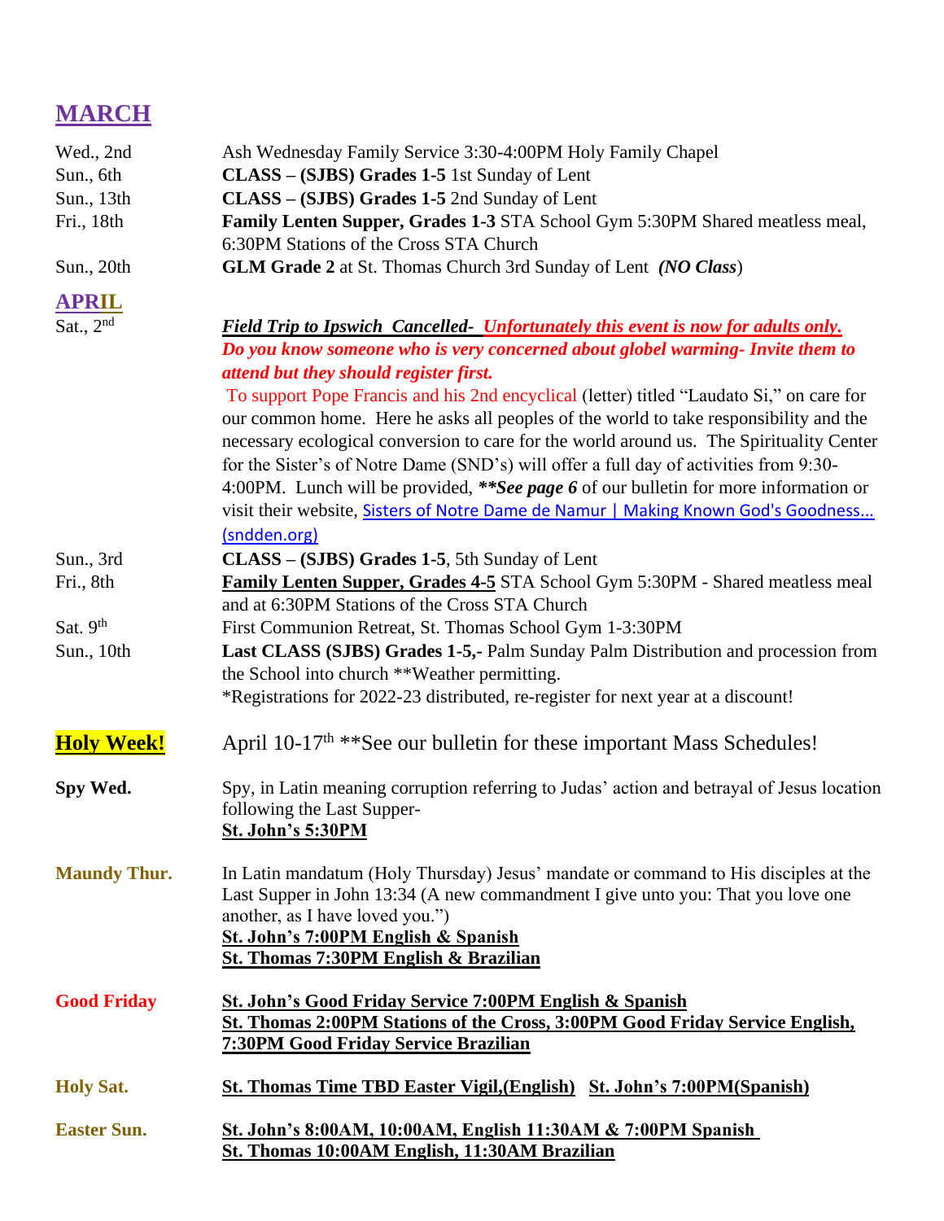## MARCH

| | |
|---|---|
| Wed., 2nd | Ash Wednesday Family Service 3:30-4:00PM Holy Family Chapel |
| Sun., 6th | **CLASS – (SJBS) Grades 1-5** 1st Sunday of Lent |
| Sun., 13th | **CLASS – (SJBS) Grades 1-5** 2nd Sunday of Lent |
| Fri., 18th | **Family Lenten Supper, Grades 1-3** STA School Gym 5:30PM Shared meatless meal, 6:30PM Stations of the Cross STA Church |
| Sun., 20th | **GLM Grade 2** at St. Thomas Church 3rd Sunday of Lent ***(NO Class)*** |

## APRIL

| | |
|---|---|
| Sat., 2nd | ***Field Trip to Ipswich Cancelled- Unfortunately this event is now for adults only.*** ***Do you know someone who is very concerned about globel warming- Invite them to attend but they should register first.*** To support Pope Francis and his 2nd encyclical (letter) titled "Laudato Si," on care for our common home. Here he asks all peoples of the world to take responsibility and the necessary ecological conversion to care for the world around us. The Spirituality Center for the Sister's of Notre Dame (SND's) will offer a full day of activities from 9:30-4:00PM. Lunch will be provided, ***\*\*See page 6*** of our bulletin for more information or visit their website, Sisters of Notre Dame de Namur \| Making Known God's Goodness... (sndden.org) |
| Sun., 3rd | **CLASS – (SJBS) Grades 1-5**, 5th Sunday of Lent |
| Fri., 8th | **Family Lenten Supper, Grades 4-5** STA School Gym 5:30PM - Shared meatless meal and at 6:30PM Stations of the Cross STA Church |
| Sat. 9th | First Communion Retreat, St. Thomas School Gym 1-3:30PM |
| Sun., 10th | **Last CLASS (SJBS) Grades 1-5,-** Palm Sunday Palm Distribution and procession from the School into church **Weather permitting. *Registrations for 2022-23 distributed, re-register for next year at a discount! |

**Holy Week!** April 10-17th **See our bulletin for these important Mass Schedules!

**Spy Wed.** Spy, in Latin meaning corruption referring to Judas' action and betrayal of Jesus location following the Last Supper-
**St. John's 5:30PM**

**Maundy Thur.** In Latin mandatum (Holy Thursday) Jesus' mandate or command to His disciples at the Last Supper in John 13:34 (A new commandment I give unto you: That you love one another, as I have loved you.")
**St. John's 7:00PM English & Spanish**
**St. Thomas 7:30PM English & Brazilian**

**Good Friday** **St. John's Good Friday Service 7:00PM English & Spanish**
**St. Thomas 2:00PM Stations of the Cross, 3:00PM Good Friday Service English, 7:30PM Good Friday Service Brazilian**

**Holy Sat.** **St. Thomas Time TBD Easter Vigil,(English)** **St. John's 7:00PM(Spanish)**

**Easter Sun.** **St. John's 8:00AM, 10:00AM, English 11:30AM & 7:00PM Spanish**
**St. Thomas 10:00AM English, 11:30AM Brazilian**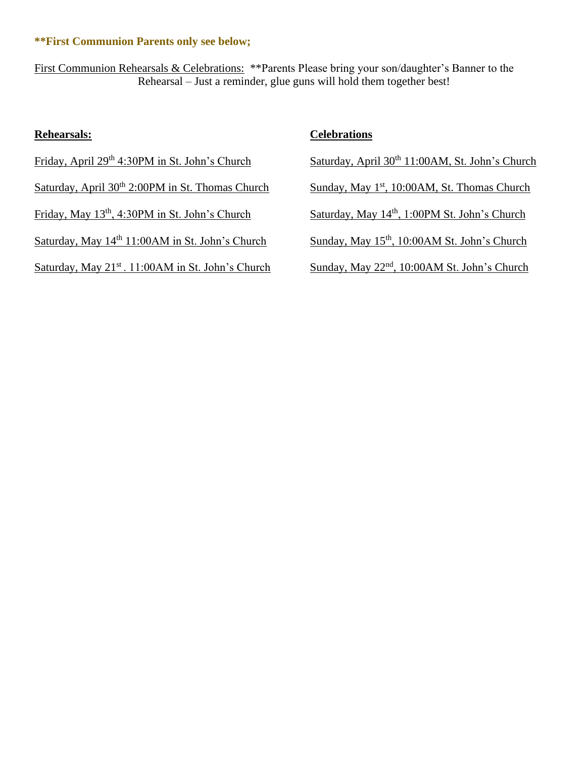**\*\*First Communion Parents only see below;**

First Communion Rehearsals & Celebrations: **Parents Please bring your son/daughter's Banner to the Rehearsal – Just a reminder, glue guns will hold them together best!

| Rehearsals: | Celebrations |
|---|---|
| Friday, April 29th 4:30PM in St. John's Church | Saturday, April 30th 11:00AM, St. John's Church |
| Saturday, April 30th 2:00PM in St. Thomas Church | Sunday, May 1st, 10:00AM, St. Thomas Church |
| Friday, May 13th, 4:30PM in St. John's Church | Saturday, May 14th, 1:00PM St. John's Church |
| Saturday, May 14th 11:00AM in St. John's Church | Sunday, May 15th, 10:00AM St. John's Church |
| Saturday, May 21st . 11:00AM in St. John's Church | Sunday, May 22nd, 10:00AM St. John's Church |